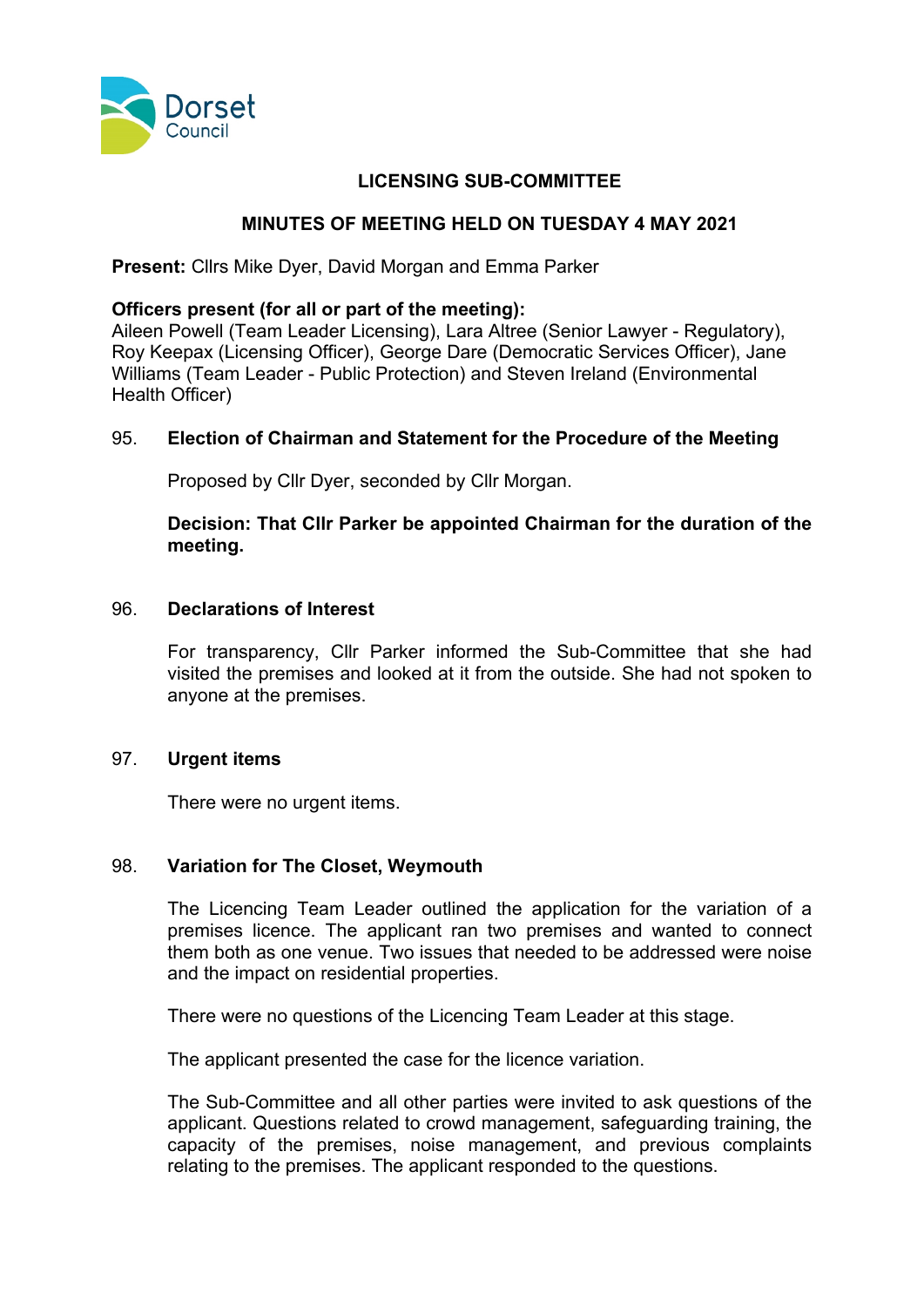# LICENSING SUB-COMMITTEE

## MINUTES OF MEETING HELD ON TUESDAY 4 MAY 2021

**Present:** Cllrs Mike Dyer, David Morgan and Emma Parker

**Officers present (for all or part of the meeting):**
Aileen Powell (Team Leader Licensing), Lara Altree (Senior Lawyer - Regulatory), Roy Keepax (Licensing Officer), George Dare (Democratic Services Officer), Jane Williams (Team Leader - Public Protection) and Steven Ireland (Environmental Health Officer)

### 95. Election of Chairman and Statement for the Procedure of the Meeting

Proposed by Cllr Dyer, seconded by Cllr Morgan.

**Decision: That Cllr Parker be appointed Chairman for the duration of the meeting.**

### 96. Declarations of Interest

For transparency, Cllr Parker informed the Sub-Committee that she had visited the premises and looked at it from the outside. She had not spoken to anyone at the premises.

### 97. Urgent items

There were no urgent items.

### 98. Variation for The Closet, Weymouth

The Licencing Team Leader outlined the application for the variation of a premises licence. The applicant ran two premises and wanted to connect them both as one venue. Two issues that needed to be addressed were noise and the impact on residential properties.

There were no questions of the Licencing Team Leader at this stage.

The applicant presented the case for the licence variation.

The Sub-Committee and all other parties were invited to ask questions of the applicant. Questions related to crowd management, safeguarding training, the capacity of the premises, noise management, and previous complaints relating to the premises. The applicant responded to the questions.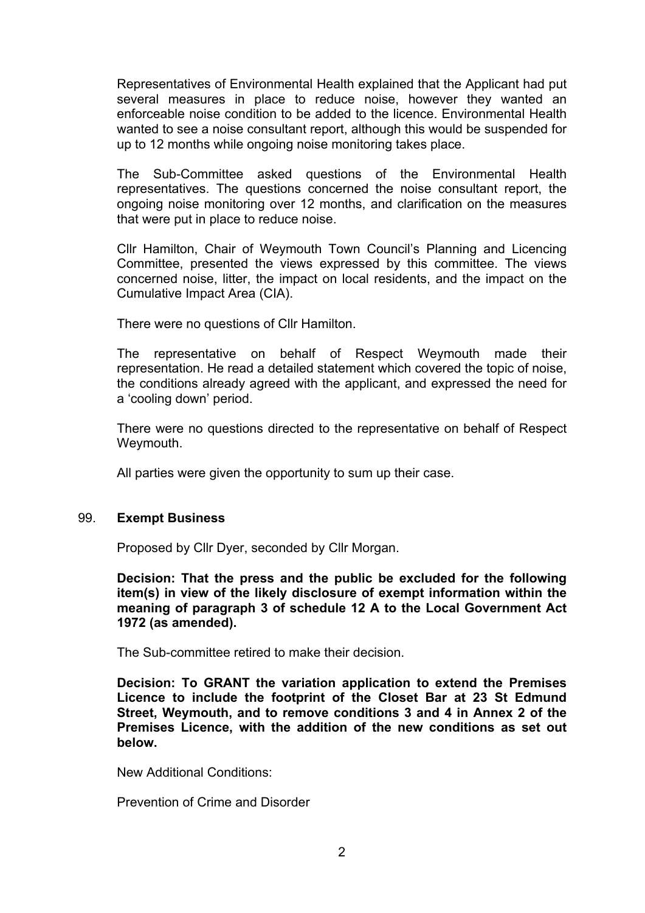Representatives of Environmental Health explained that the Applicant had put several measures in place to reduce noise, however they wanted an enforceable noise condition to be added to the licence. Environmental Health wanted to see a noise consultant report, although this would be suspended for up to 12 months while ongoing noise monitoring takes place.

The Sub-Committee asked questions of the Environmental Health representatives. The questions concerned the noise consultant report, the ongoing noise monitoring over 12 months, and clarification on the measures that were put in place to reduce noise.

Cllr Hamilton, Chair of Weymouth Town Council's Planning and Licencing Committee, presented the views expressed by this committee. The views concerned noise, litter, the impact on local residents, and the impact on the Cumulative Impact Area (CIA).

There were no questions of Cllr Hamilton.

The representative on behalf of Respect Weymouth made their representation. He read a detailed statement which covered the topic of noise, the conditions already agreed with the applicant, and expressed the need for a 'cooling down' period.

There were no questions directed to the representative on behalf of Respect Weymouth.

All parties were given the opportunity to sum up their case.

## 99. Exempt Business

Proposed by Cllr Dyer, seconded by Cllr Morgan.

**Decision: That the press and the public be excluded for the following item(s) in view of the likely disclosure of exempt information within the meaning of paragraph 3 of schedule 12 A to the Local Government Act 1972 (as amended).**

The Sub-committee retired to make their decision.

**Decision: To GRANT the variation application to extend the Premises Licence to include the footprint of the Closet Bar at 23 St Edmund Street, Weymouth, and to remove conditions 3 and 4 in Annex 2 of the Premises Licence, with the addition of the new conditions as set out below.**

New Additional Conditions:

Prevention of Crime and Disorder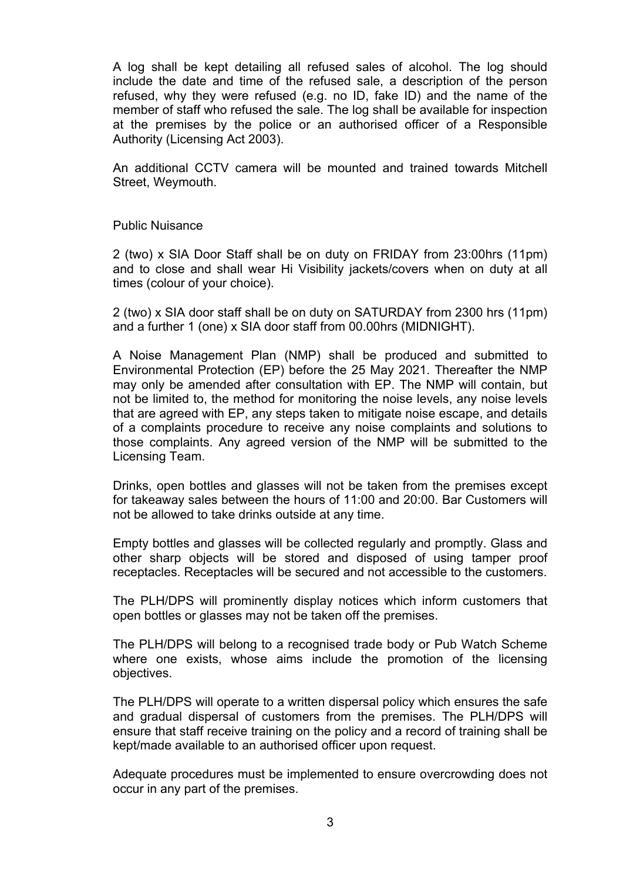A log shall be kept detailing all refused sales of alcohol. The log should include the date and time of the refused sale, a description of the person refused, why they were refused (e.g. no ID, fake ID) and the name of the member of staff who refused the sale. The log shall be available for inspection at the premises by the police or an authorised officer of a Responsible Authority (Licensing Act 2003).

An additional CCTV camera will be mounted and trained towards Mitchell Street, Weymouth.

Public Nuisance

2 (two) x SIA Door Staff shall be on duty on FRIDAY from 23:00hrs (11pm) and to close and shall wear Hi Visibility jackets/covers when on duty at all times (colour of your choice).

2 (two) x SIA door staff shall be on duty on SATURDAY from 2300 hrs (11pm) and a further 1 (one) x SIA door staff from 00.00hrs (MIDNIGHT).

A Noise Management Plan (NMP) shall be produced and submitted to Environmental Protection (EP) before the 25 May 2021. Thereafter the NMP may only be amended after consultation with EP. The NMP will contain, but not be limited to, the method for monitoring the noise levels, any noise levels that are agreed with EP, any steps taken to mitigate noise escape, and details of a complaints procedure to receive any noise complaints and solutions to those complaints. Any agreed version of the NMP will be submitted to the Licensing Team.

Drinks, open bottles and glasses will not be taken from the premises except for takeaway sales between the hours of 11:00 and 20:00. Bar Customers will not be allowed to take drinks outside at any time.

Empty bottles and glasses will be collected regularly and promptly. Glass and other sharp objects will be stored and disposed of using tamper proof receptacles. Receptacles will be secured and not accessible to the customers.

The PLH/DPS will prominently display notices which inform customers that open bottles or glasses may not be taken off the premises.

The PLH/DPS will belong to a recognised trade body or Pub Watch Scheme where one exists, whose aims include the promotion of the licensing objectives.

The PLH/DPS will operate to a written dispersal policy which ensures the safe and gradual dispersal of customers from the premises. The PLH/DPS will ensure that staff receive training on the policy and a record of training shall be kept/made available to an authorised officer upon request.

Adequate procedures must be implemented to ensure overcrowding does not occur in any part of the premises.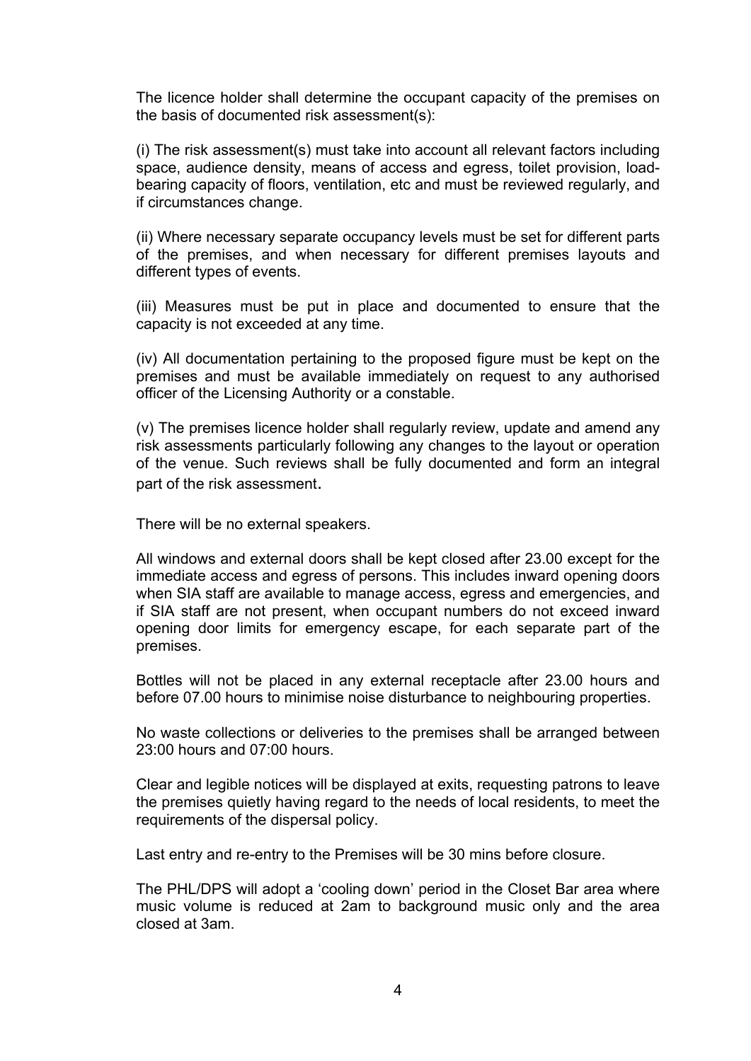The licence holder shall determine the occupant capacity of the premises on the basis of documented risk assessment(s):

(i) The risk assessment(s) must take into account all relevant factors including space, audience density, means of access and egress, toilet provision, load-bearing capacity of floors, ventilation, etc and must be reviewed regularly, and if circumstances change.

(ii) Where necessary separate occupancy levels must be set for different parts of the premises, and when necessary for different premises layouts and different types of events.

(iii) Measures must be put in place and documented to ensure that the capacity is not exceeded at any time.

(iv) All documentation pertaining to the proposed figure must be kept on the premises and must be available immediately on request to any authorised officer of the Licensing Authority or a constable.

(v) The premises licence holder shall regularly review, update and amend any risk assessments particularly following any changes to the layout or operation of the venue. Such reviews shall be fully documented and form an integral part of the risk assessment.

There will be no external speakers.

All windows and external doors shall be kept closed after 23.00 except for the immediate access and egress of persons. This includes inward opening doors when SIA staff are available to manage access, egress and emergencies, and if SIA staff are not present, when occupant numbers do not exceed inward opening door limits for emergency escape, for each separate part of the premises.

Bottles will not be placed in any external receptacle after 23.00 hours and before 07.00 hours to minimise noise disturbance to neighbouring properties.

No waste collections or deliveries to the premises shall be arranged between 23:00 hours and 07:00 hours.

Clear and legible notices will be displayed at exits, requesting patrons to leave the premises quietly having regard to the needs of local residents, to meet the requirements of the dispersal policy.

Last entry and re-entry to the Premises will be 30 mins before closure.

The PHL/DPS will adopt a 'cooling down' period in the Closet Bar area where music volume is reduced at 2am to background music only and the area closed at 3am.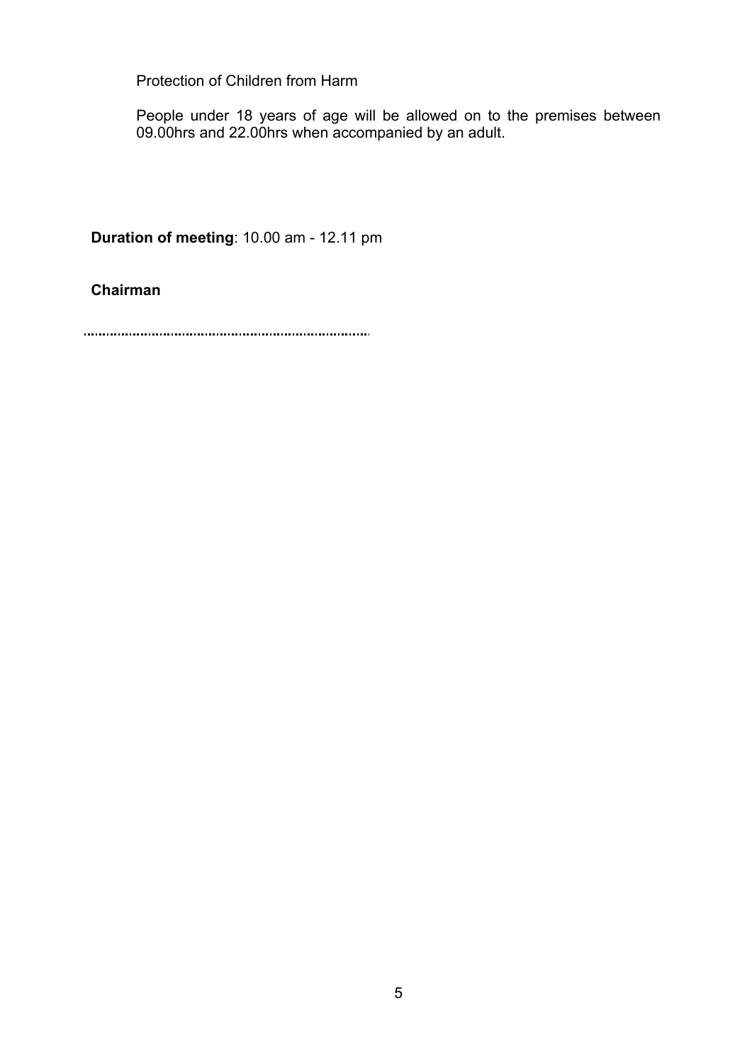Protection of Children from Harm

People under 18 years of age will be allowed on to the premises between 09.00hrs and 22.00hrs when accompanied by an adult.

**Duration of meeting**: 10.00 am - 12.11 pm

**Chairman**

..........................................................................